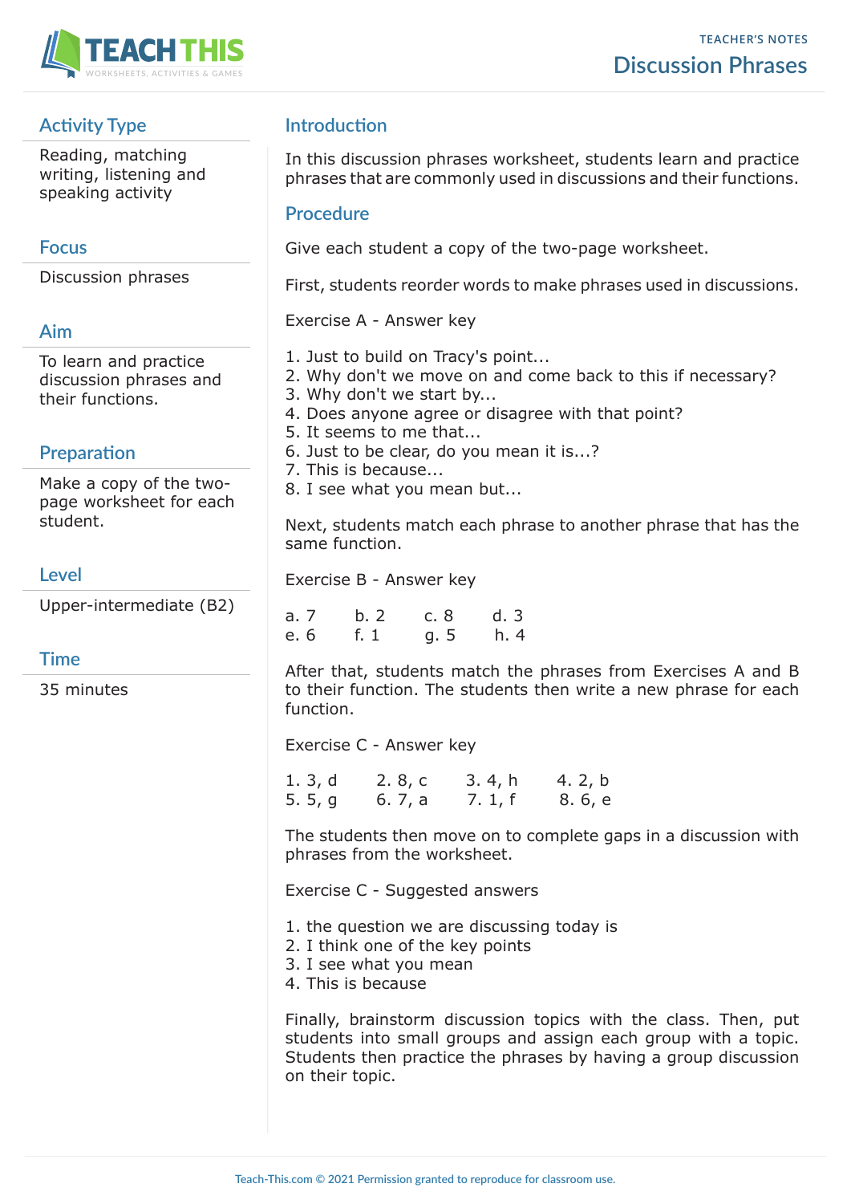TEACHER'S NOTES

# Discussion Phrases

## Activity Type

Reading, matching writing, listening and speaking activity

## Focus

Discussion phrases

## Aim

To learn and practice discussion phrases and their functions.

## Preparation

Make a copy of the two-page worksheet for each student.

## Level

Upper-intermediate (B2)

## Time

35 minutes

## Introduction

In this discussion phrases worksheet, students learn and practice phrases that are commonly used in discussions and their functions.

## Procedure

Give each student a copy of the two-page worksheet.

First, students reorder words to make phrases used in discussions.

Exercise A - Answer key

1. Just to build on Tracy's point...
2. Why don't we move on and come back to this if necessary?
3. Why don't we start by...
4. Does anyone agree or disagree with that point?
5. It seems to me that...
6. Just to be clear, do you mean it is...?
7. This is because...
8. I see what you mean but...

Next, students match each phrase to another phrase that has the same function.

Exercise B - Answer key

a. 7 b. 2 c. 8 d. 3
e. 6 f. 1 g. 5 h. 4

After that, students match the phrases from Exercises A and B to their function. The students then write a new phrase for each function.

Exercise C - Answer key

1. 3, d 2. 8, c 3. 4, h 4. 2, b
5. 5, g 6. 7, a 7. 1, f 8. 6, e

The students then move on to complete gaps in a discussion with phrases from the worksheet.

Exercise C - Suggested answers

1. the question we are discussing today is
2. I think one of the key points
3. I see what you mean
4. This is because

Finally, brainstorm discussion topics with the class. Then, put students into small groups and assign each group with a topic. Students then practice the phrases by having a group discussion on their topic.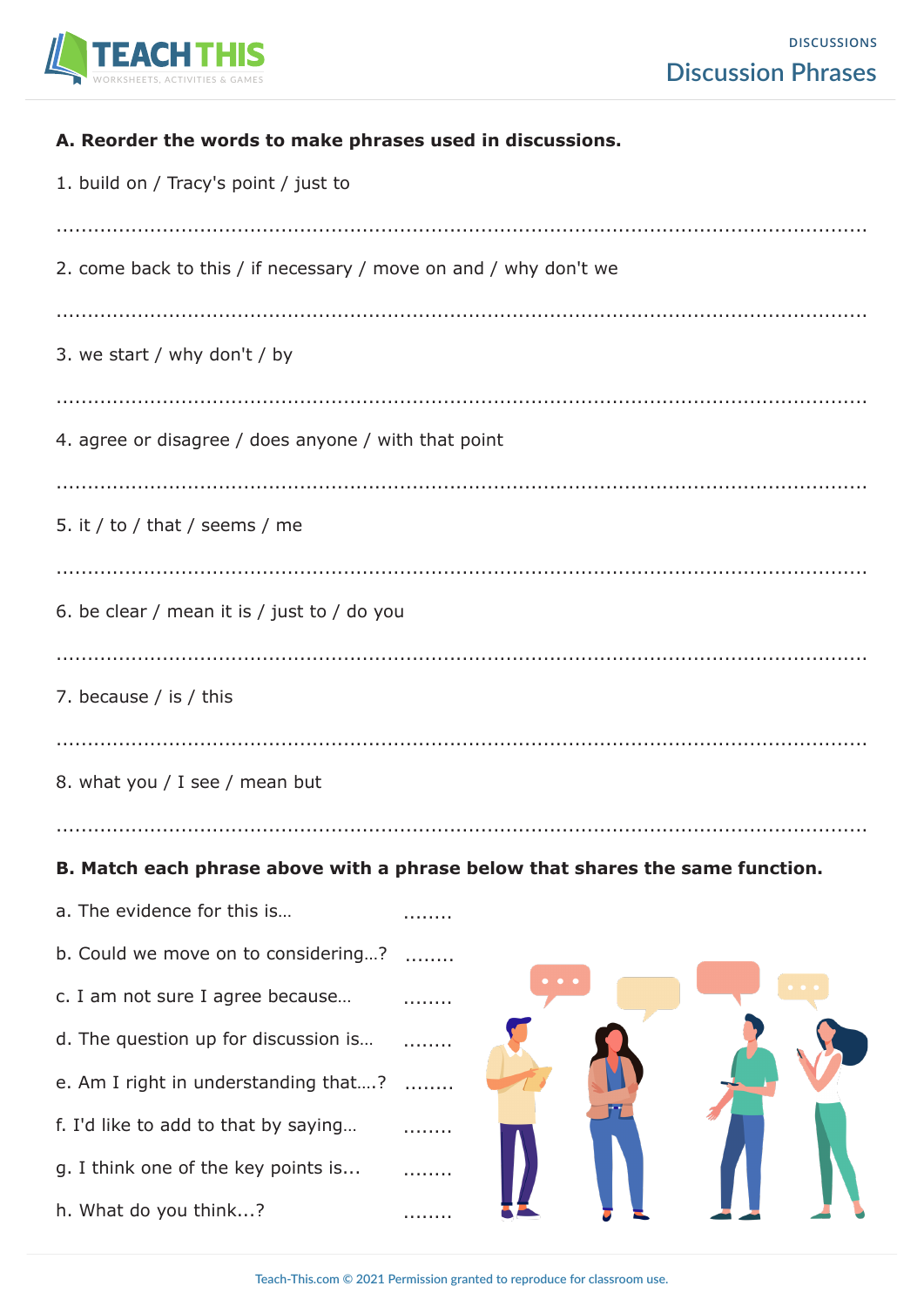# Discussion Phrases

## A. Reorder the words to make phrases used in discussions.

1. build on / Tracy's point / just to

.......................................................................................................................................

2. come back to this / if necessary / move on and / why don't we

.......................................................................................................................................

3. we start / why don't / by

.......................................................................................................................................

4. agree or disagree / does anyone / with that point

.......................................................................................................................................

5. it / to / that / seems / me

.......................................................................................................................................

6. be clear / mean it is / just to / do you

.......................................................................................................................................

7. because / is / this

.......................................................................................................................................

8. what you / I see / mean but

.......................................................................................................................................

## B. Match each phrase above with a phrase below that shares the same function.

a. The evidence for this is… ........

b. Could we move on to considering…? ........

c. I am not sure I agree because… ........

d. The question up for discussion is… ........

e. Am I right in understanding that….? ........

f. I'd like to add to that by saying… ........

g. I think one of the key points is... ........

h. What do you think...? ........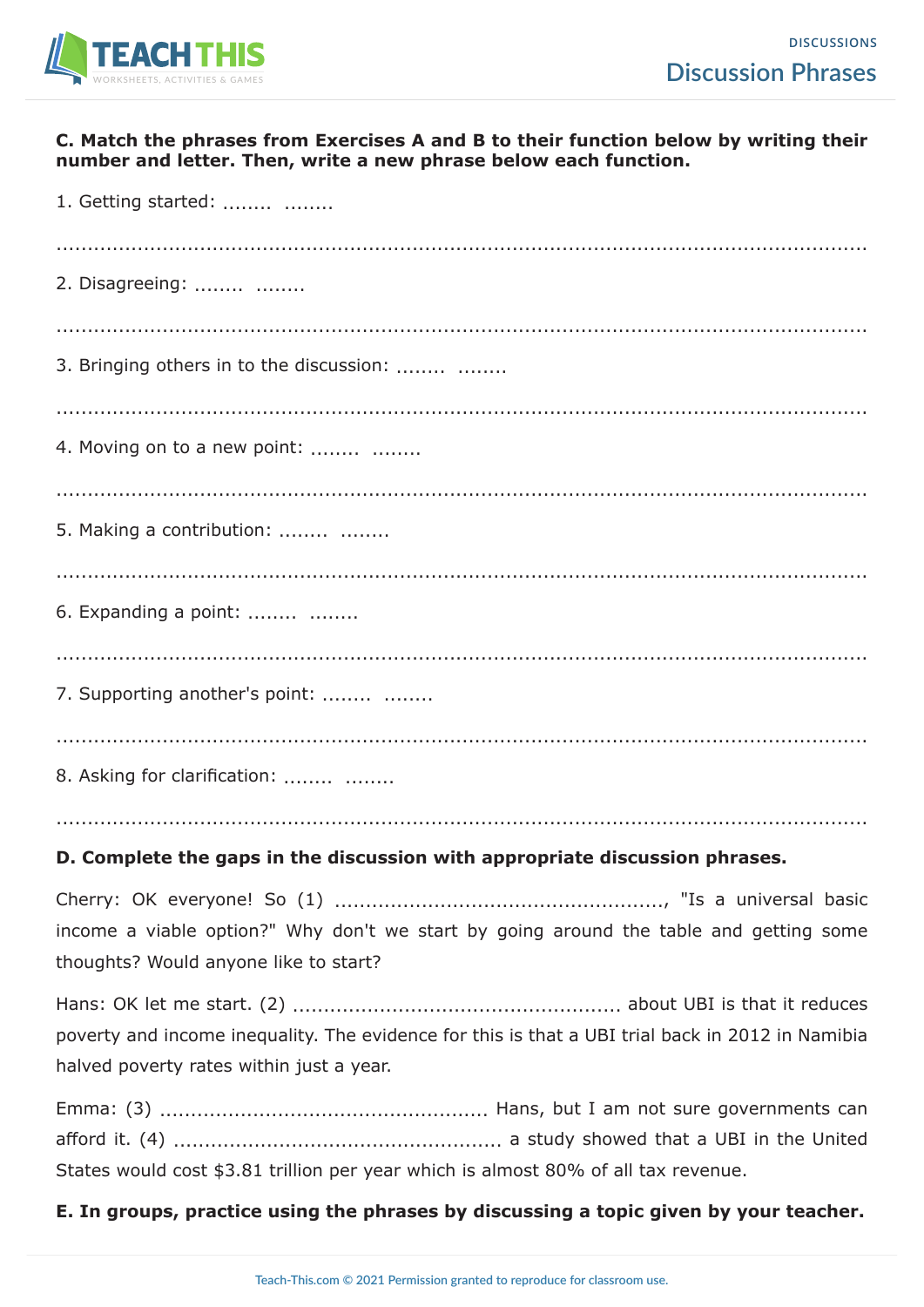**C. Match the phrases from Exercises A and B to their function below by writing their number and letter. Then, write a new phrase below each function.**

1. Getting started: ........ ........

..........................................................................................................................

2. Disagreeing: ........ ........

..........................................................................................................................

3. Bringing others in to the discussion: ........ ........

..........................................................................................................................

4. Moving on to a new point: ........ ........

..........................................................................................................................

5. Making a contribution: ........ ........

..........................................................................................................................

6. Expanding a point: ........ ........

..........................................................................................................................

7. Supporting another's point: ........ ........

..........................................................................................................................

8. Asking for clarification: ........ ........

..........................................................................................................................

**D. Complete the gaps in the discussion with appropriate discussion phrases.**

Cherry: OK everyone! So (1) ......................................................, "Is a universal basic income a viable option?" Why don't we start by going around the table and getting some thoughts? Would anyone like to start?

Hans: OK let me start. (2) ...................................................... about UBI is that it reduces poverty and income inequality. The evidence for this is that a UBI trial back in 2012 in Namibia halved poverty rates within just a year.

Emma: (3) ...................................................... Hans, but I am not sure governments can afford it. (4) ...................................................... a study showed that a UBI in the United States would cost $3.81 trillion per year which is almost 80% of all tax revenue.

**E. In groups, practice using the phrases by discussing a topic given by your teacher.**